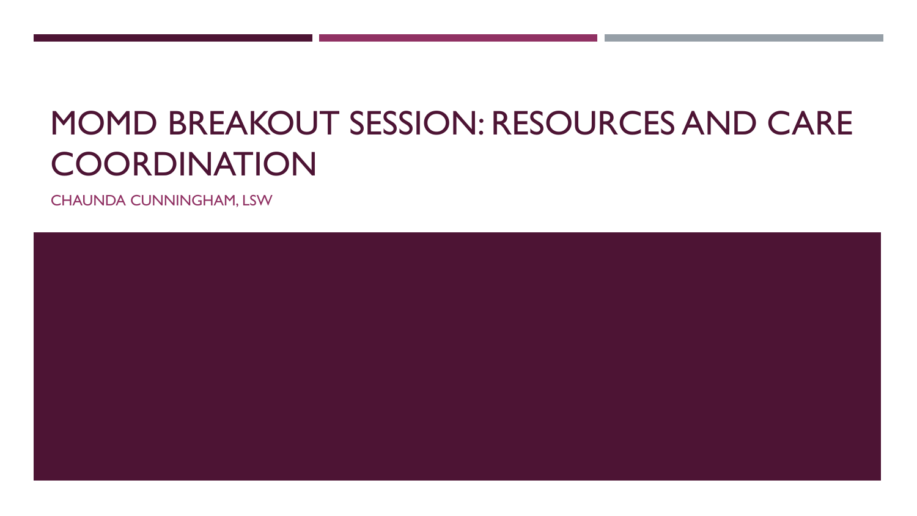# MOMD BREAKOUT SESSION: RESOURCES AND CARE COORDINATION

CHAUNDA CUNNINGHAM, LSW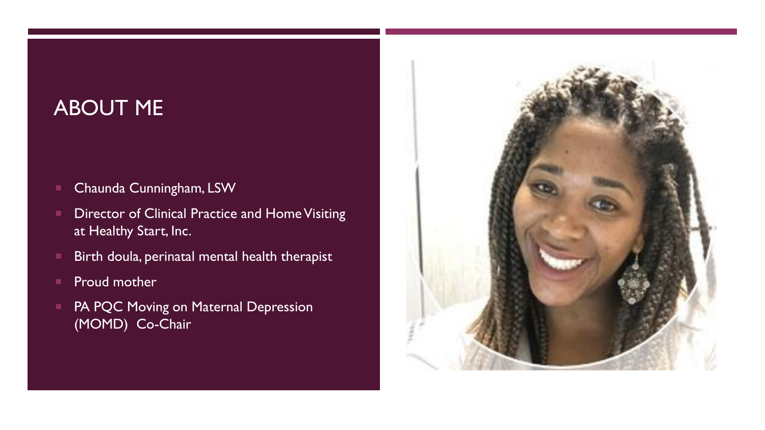# ABOUT ME

- Chaunda Cunningham, LSW
- Director of Clinical Practice and Home Visiting at Healthy Start, Inc.
- Birth doula, perinatal mental health therapist
- Proud mother
- PA PQC Moving on Maternal Depression (MOMD) Co-Chair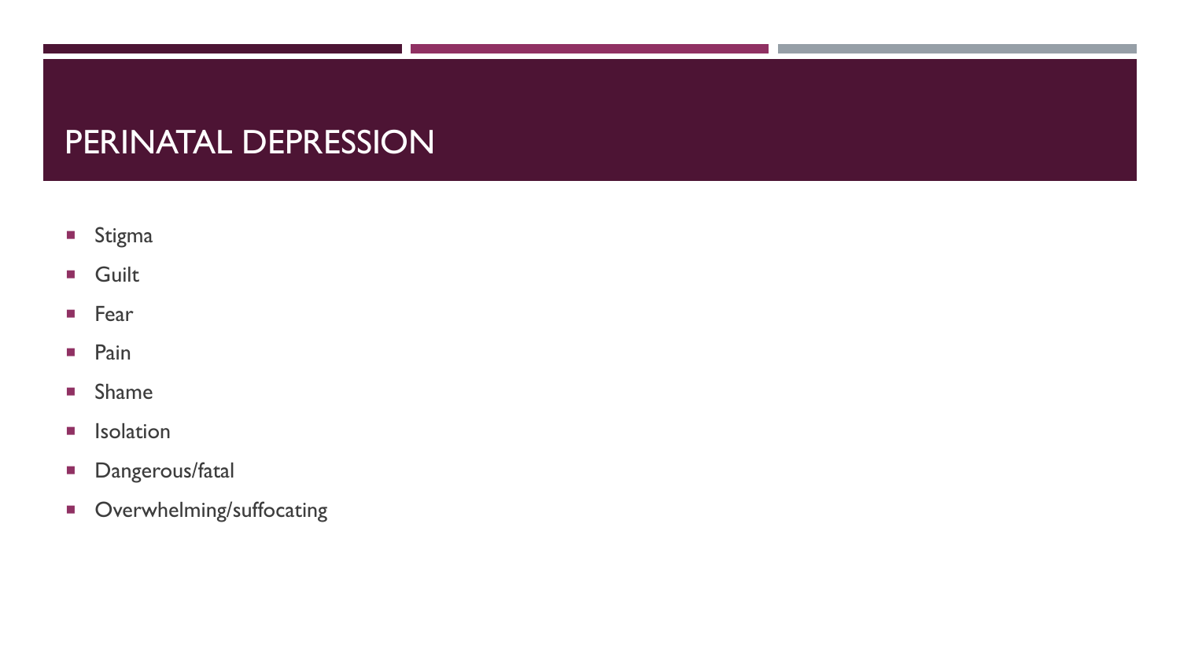# PERINATAL DEPRESSION

- Stigma
- Guilt
- Fear
- Pain
- Shame
- Isolation
- Dangerous/fatal
- Overwhelming/suffocating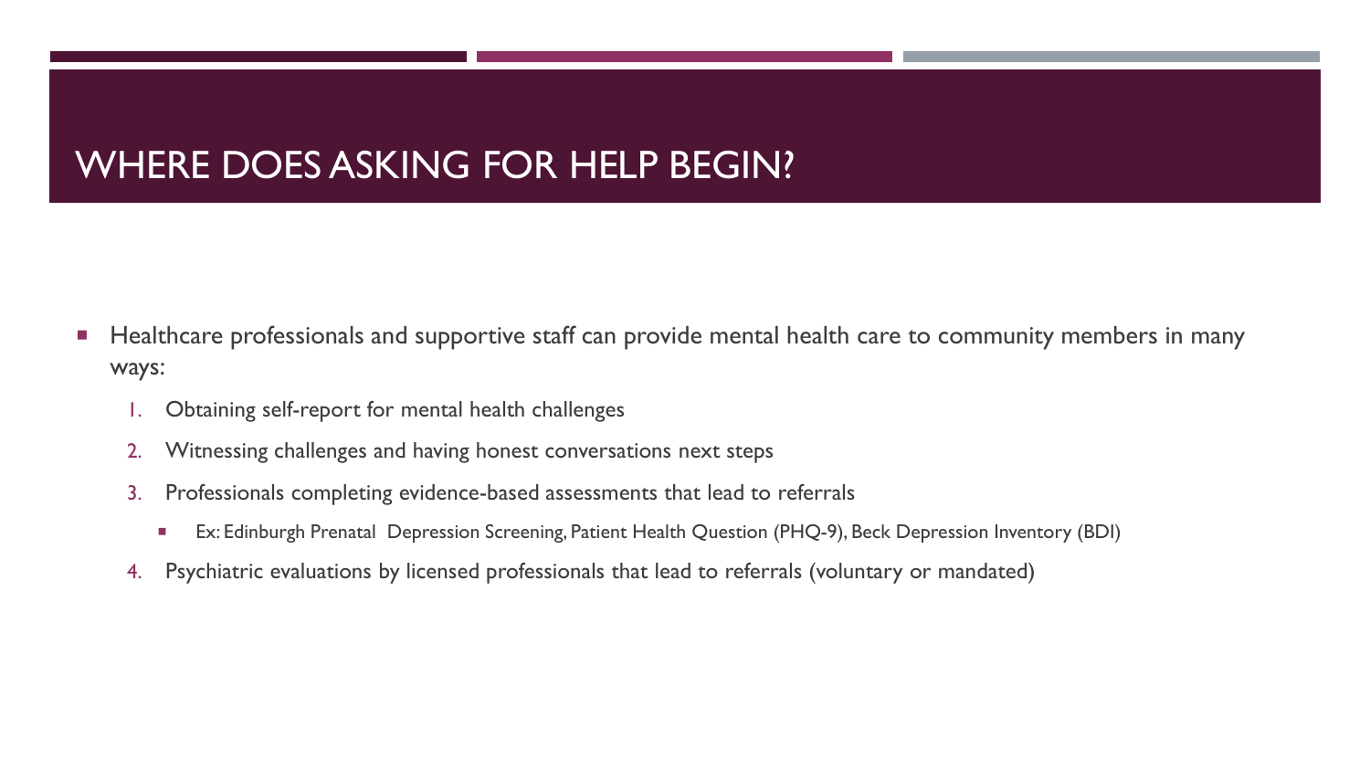# WHERE DOES ASKING FOR HELP BEGIN?

- Healthcare professionals and supportive staff can provide mental health care to community members in many ways:
  1. Obtaining self-report for mental health challenges
  2. Witnessing challenges and having honest conversations next steps
  3. Professionals completing evidence-based assessments that lead to referrals
     - Ex: Edinburgh Prenatal Depression Screening, Patient Health Question (PHQ-9), Beck Depression Inventory (BDI)
  4. Psychiatric evaluations by licensed professionals that lead to referrals (voluntary or mandated)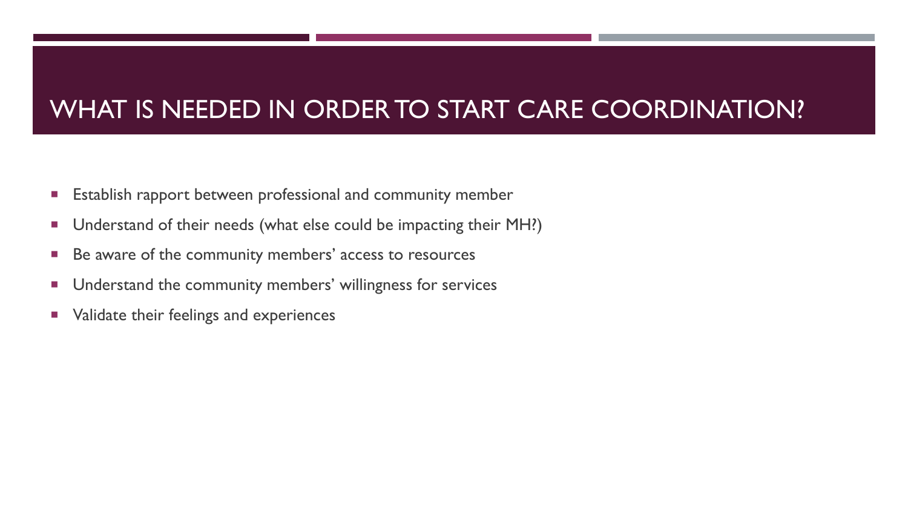# WHAT IS NEEDED IN ORDER TO START CARE COORDINATION?

- Establish rapport between professional and community member
- Understand of their needs (what else could be impacting their MH?)
- Be aware of the community members' access to resources
- Understand the community members' willingness for services
- Validate their feelings and experiences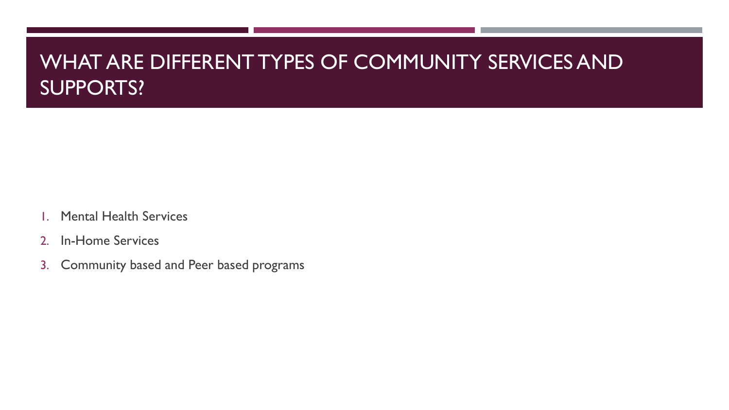# WHAT ARE DIFFERENT TYPES OF COMMUNITY SERVICES AND SUPPORTS?

1. Mental Health Services
2. In-Home Services
3. Community based and Peer based programs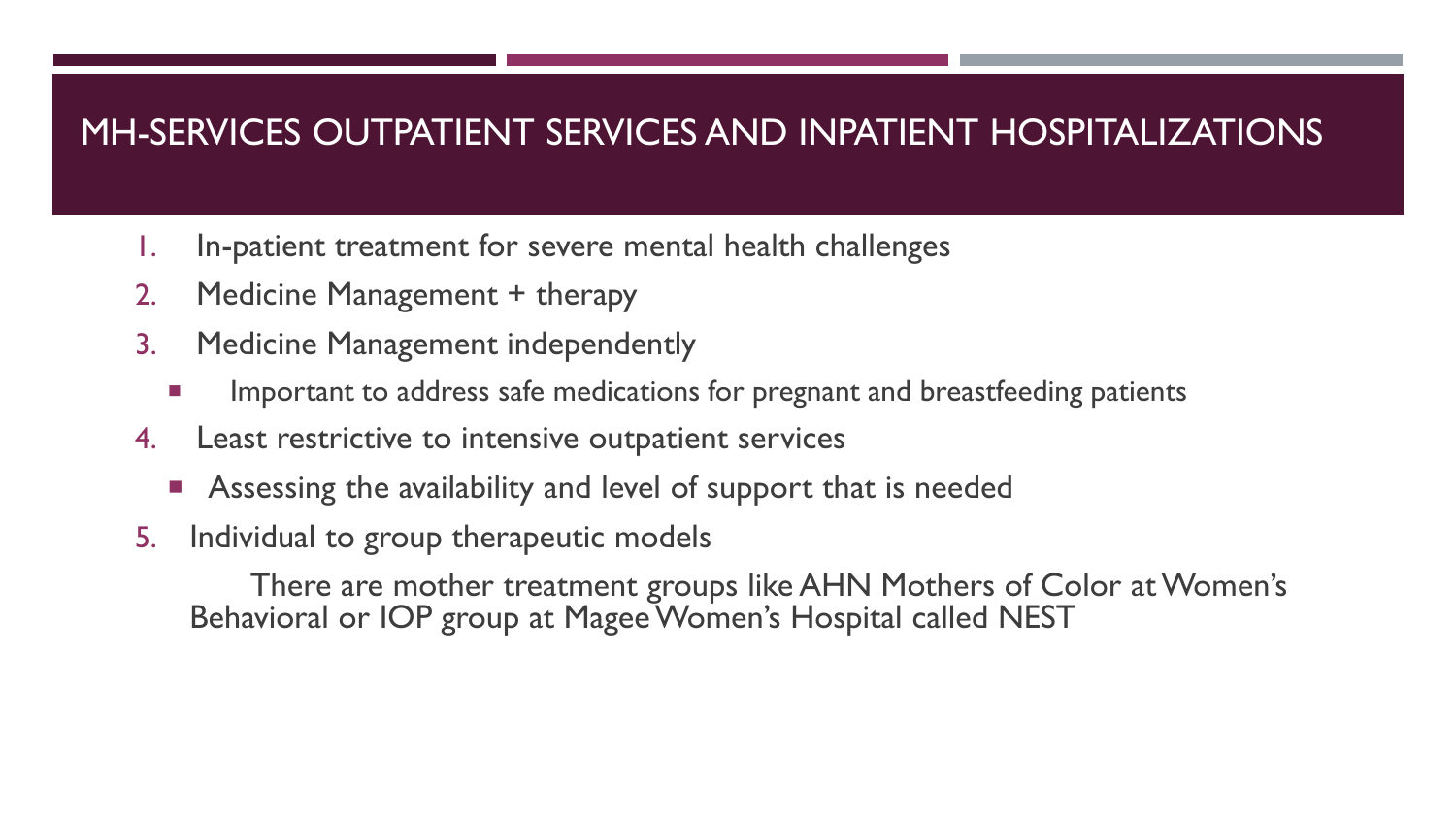# MH-SERVICES OUTPATIENT SERVICES AND INPATIENT HOSPITALIZATIONS

1. In-patient treatment for severe mental health challenges
2. Medicine Management + therapy
3. Medicine Management independently
   - Important to address safe medications for pregnant and breastfeeding patients
4. Least restrictive to intensive outpatient services
   - Assessing the availability and level of support that is needed
5. Individual to group therapeutic models

   There are mother treatment groups like AHN Mothers of Color at Women's Behavioral or IOP group at Magee Women's Hospital called NEST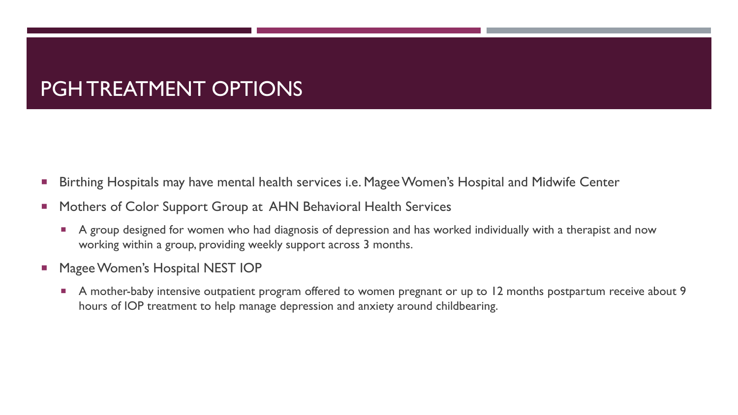# PGH TREATMENT OPTIONS

- Birthing Hospitals may have mental health services i.e. Magee Women's Hospital and Midwife Center
- Mothers of Color Support Group at AHN Behavioral Health Services
  - A group designed for women who had diagnosis of depression and has worked individually with a therapist and now working within a group, providing weekly support across 3 months.
- Magee Women's Hospital NEST IOP
  - A mother-baby intensive outpatient program offered to women pregnant or up to 12 months postpartum receive about 9 hours of IOP treatment to help manage depression and anxiety around childbearing.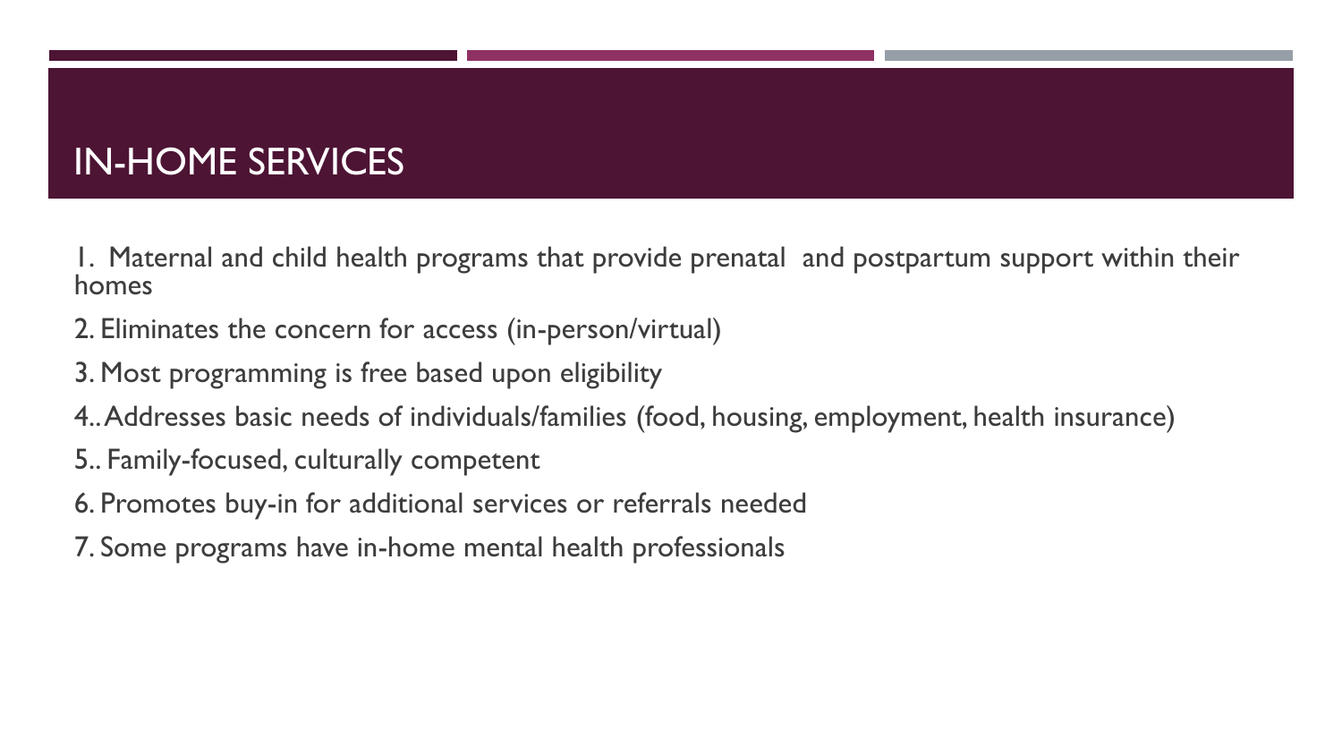# IN-HOME SERVICES

1. Maternal and child health programs that provide prenatal and postpartum support within their homes
2. Eliminates the concern for access (in-person/virtual)
3. Most programming is free based upon eligibility
4. Addresses basic needs of individuals/families (food, housing, employment, health insurance)
5. Family-focused, culturally competent
6. Promotes buy-in for additional services or referrals needed
7. Some programs have in-home mental health professionals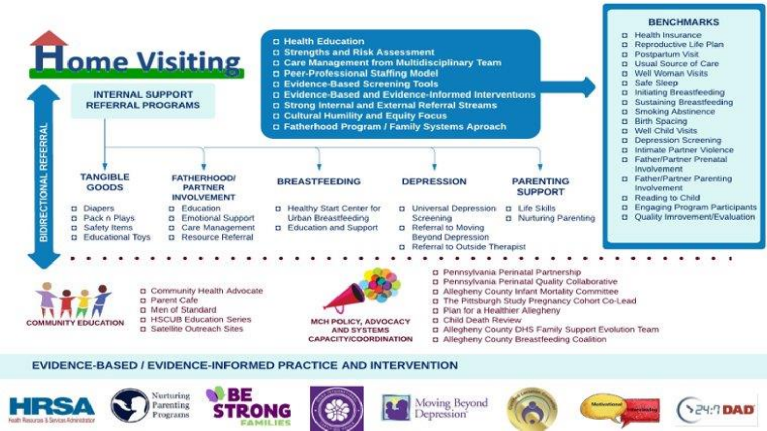# Home Visiting

## INTERNAL SUPPORT REFERRAL PROGRAMS

BIDIRECTIONAL REFERRAL

- Health Education
- Strengths and Risk Assessment
- Care Management from Multidisciplinary Team
- Peer-Professional Staffing Model
- Evidence-Based Screening Tools
- Evidence-Based and Evidence-Informed Interventions
- Strong Internal and External Referral Streams
- Cultural Humility and Equity Focus
- Fatherhood Program / Family Systems Aproach

### BENCHMARKS

- Health Insurance
- Reproductive Life Plan
- Postpartum Visit
- Usual Source of Care
- Well Woman Visits
- Safe Sleep
- Initiating Breastfeeding
- Sustaining Breastfeeding
- Smoking Abstinence
- Birth Spacing
- Well Child Visits
- Depression Screening
- Intimate Partner Violence
- Father/Partner Prenatal Involvement
- Father/Partner Parenting Involvement
- Reading to Child
- Engaging Program Participants
- Quality Imrovement/Evaluation

### TANGIBLE GOODS

- Diapers
- Pack n Plays
- Safety Items
- Educational Toys

### FATHERHOOD/ PARTNER INVOLVEMENT

- Education
- Emotional Support
- Care Management
- Resource Referral

### BREASTFEEDING

- Healthy Start Center for Urban Breastfeeding
- Education and Support

### DEPRESSION

- Universal Depression Screening
- Referral to Moving Beyond Depression
- Referral to Outside Therapist

### PARENTING SUPPORT

- Life Skills
- Nurturing Parenting

### COMMUNITY EDUCATION

- Community Health Advocate
- Parent Cafe
- Men of Standard
- HSCUB Education Series
- Satellite Outreach Sites

### MCH POLICY, ADVOCACY AND SYSTEMS CAPACITY/COORDINATION

- Pennsylvania Perinatal Partnership
- Pennsylvania Perinatal Quality Collaborative
- Allegheny County Infant Mortality Committee
- The Pittsburgh Study Pregnancy Cohort Co-Lead
- Plan for a Healthier Allegheny
- Child Death Review
- Allegheny County DHS Family Support Evolution Team
- Allegheny County Breastfeeding Coalition

## EVIDENCE-BASED / EVIDENCE-INFORMED PRACTICE AND INTERVENTION

HRSA Health Resources & Services Administration · Nurturing Parenting Programs · BE STRONG FAMILIES · Moving Beyond Depression · Motivational Interviewing · 24:7 DAD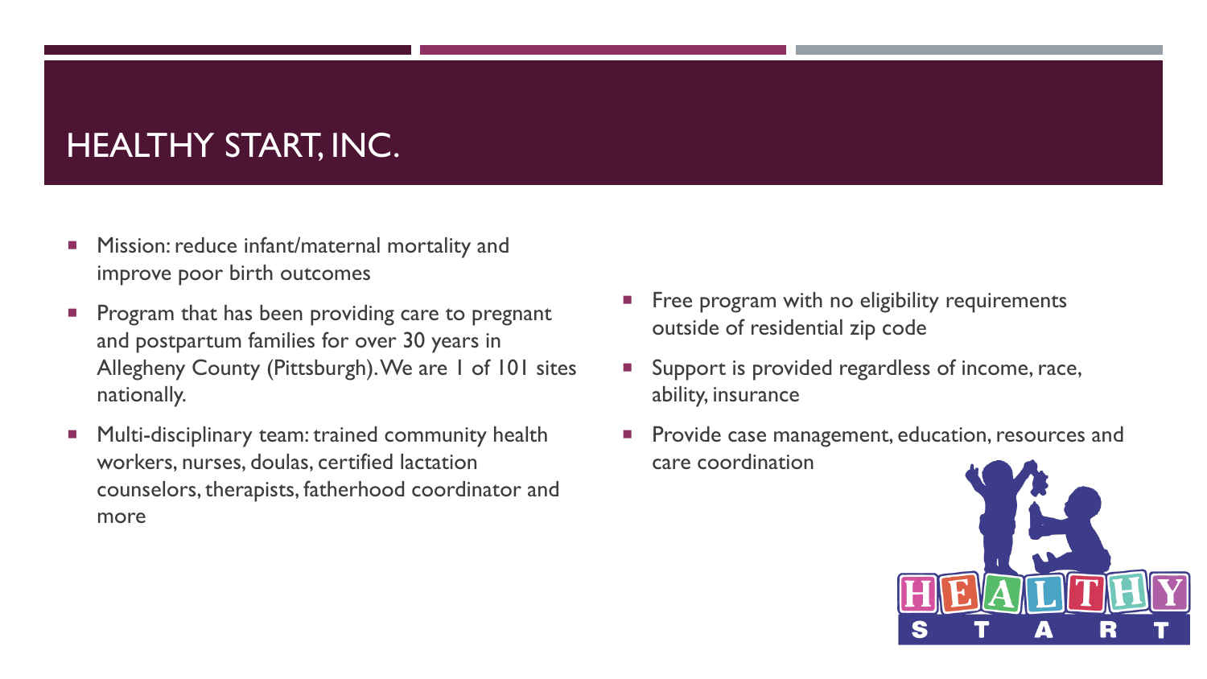# HEALTHY START, INC.

- Mission: reduce infant/maternal mortality and improve poor birth outcomes
- Program that has been providing care to pregnant and postpartum families for over 30 years in Allegheny County (Pittsburgh). We are 1 of 101 sites nationally.
- Multi-disciplinary team: trained community health workers, nurses, doulas, certified lactation counselors, therapists, fatherhood coordinator and more
- Free program with no eligibility requirements outside of residential zip code
- Support is provided regardless of income, race, ability, insurance
- Provide case management, education, resources and care coordination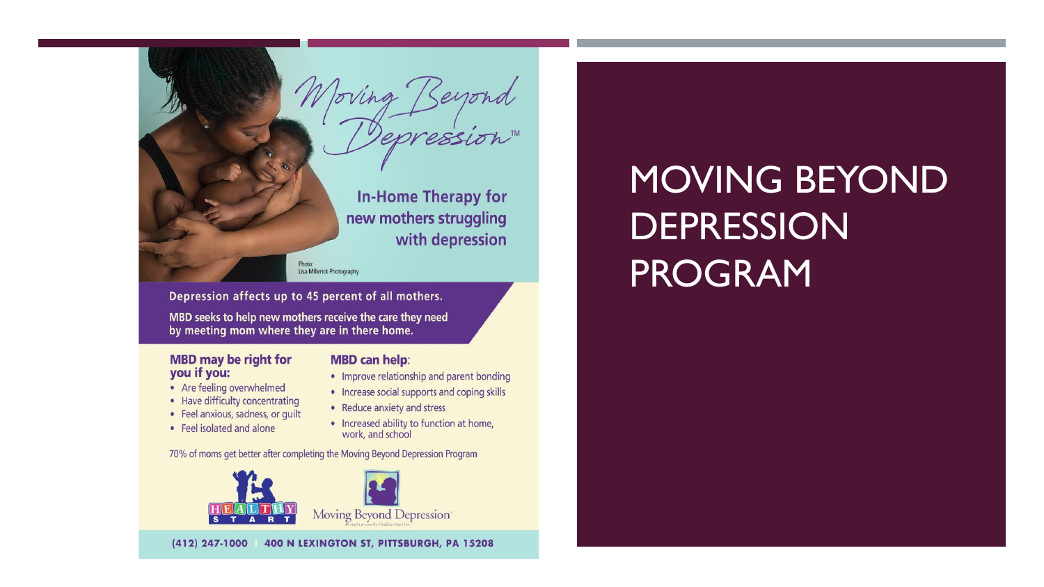# MOVING BEYOND DEPRESSION PROGRAM

Moving Beyond Depression™

In-Home Therapy for new mothers struggling with depression

Photo: Lisa Millerick Photography

Depression affects up to 45 percent of all mothers.

MBD seeks to help new mothers receive the care they need by meeting mom where they are in there home.

**MBD may be right for you if you:**

- Are feeling overwhelmed
- Have difficulty concentrating
- Feel anxious, sadness, or guilt
- Feel isolated and alone

**MBD can help:**

- Improve relationship and parent bonding
- Increase social supports and coping skills
- Reduce anxiety and stress
- Increased ability to function at home, work, and school

70% of moms get better after completing the Moving Beyond Depression Program

HEALTHY START

Moving Beyond Depression™

(412) 247-1000 | 400 N LEXINGTON ST, PITTSBURGH, PA 15208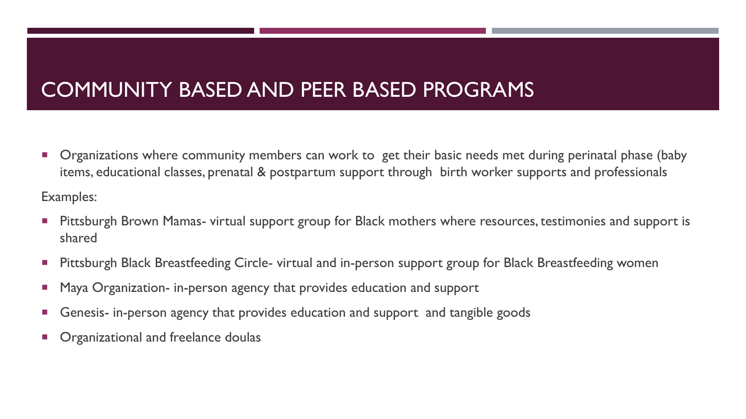# COMMUNITY BASED AND PEER BASED PROGRAMS

- Organizations where community members can work to get their basic needs met during perinatal phase (baby items, educational classes, prenatal & postpartum support through birth worker supports and professionals

Examples:

- Pittsburgh Brown Mamas- virtual support group for Black mothers where resources, testimonies and support is shared
- Pittsburgh Black Breastfeeding Circle- virtual and in-person support group for Black Breastfeeding women
- Maya Organization- in-person agency that provides education and support
- Genesis- in-person agency that provides education and support and tangible goods
- Organizational and freelance doulas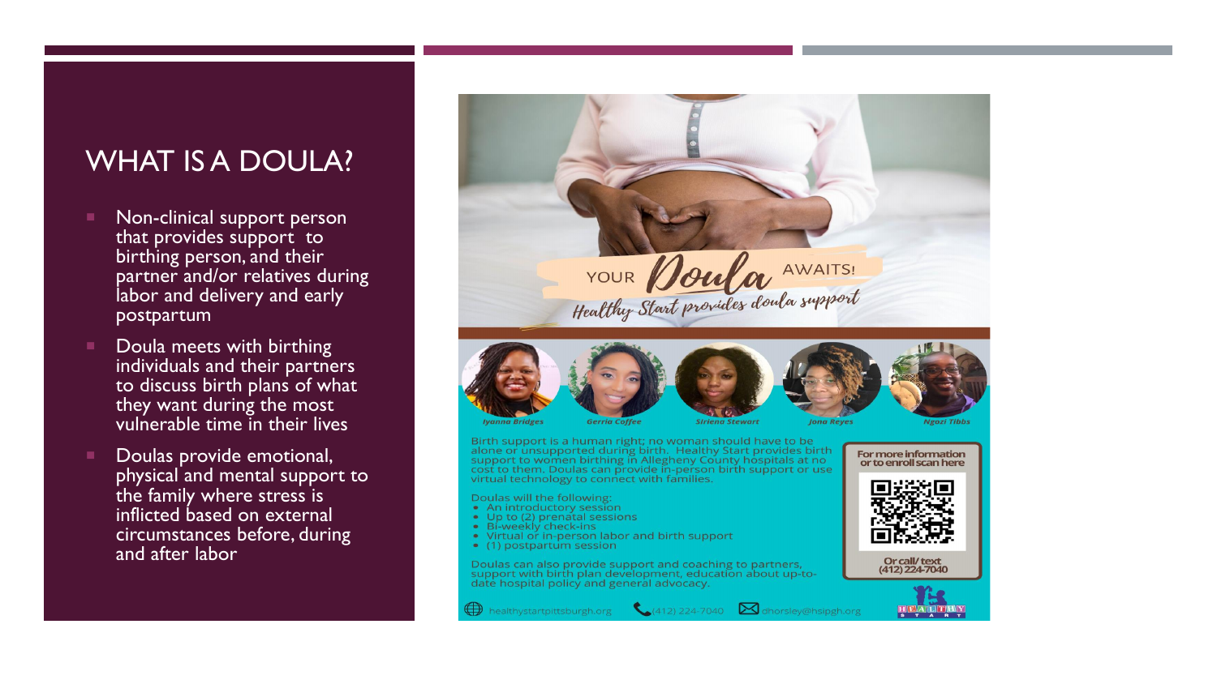# WHAT IS A DOULA?

- Non-clinical support person that provides support to birthing person, and their partner and/or relatives during labor and delivery and early postpartum
- Doula meets with birthing individuals and their partners to discuss birth plans of what they want during the most vulnerable time in their lives
- Doulas provide emotional, physical and mental support to the family where stress is inflicted based on external circumstances before, during and after labor

YOUR *Doula* AWAITS!

*Healthy Start provides doula support*

*Iyanna Bridges* *Gerria Coffee* *Siriena Stewart* *Jona Reyes* *Ngozi Tibbs*

Birth support is a human right; no woman should have to be alone or unsupported during birth. Healthy Start provides birth support to women birthing in Allegheny County hospitals at no cost to them. Doulas can provide in-person birth support or use virtual technology to connect with families.

Doulas will the following:

- An introductory session
- Up to (2) prenatal sessions
- Bi-weekly check-ins
- Virtual or in-person labor and birth support
- (1) postpartum session

Doulas can also provide support and coaching to partners, support with birth plan development, education about up-to-date hospital policy and general advocacy.

For more information or to enroll scan here

Or call/ text (412) 224-7040

healthystartpittsburgh.org (412) 224-7040 dhorsley@hsipgh.org

HEALTHY START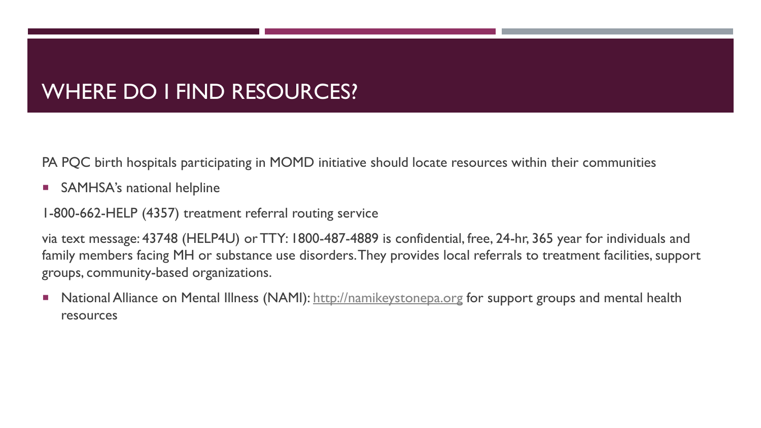# WHERE DO I FIND RESOURCES?

PA PQC birth hospitals participating in MOMD initiative should locate resources within their communities

- SAMHSA's national helpline

1-800-662-HELP (4357) treatment referral routing service

via text message: 43748 (HELP4U) or TTY: 1800-487-4889 is confidential, free, 24-hr, 365 year for individuals and family members facing MH or substance use disorders. They provides local referrals to treatment facilities, support groups, community-based organizations.

- National Alliance on Mental Illness (NAMI): [http://namikeystonepa.org](http://namikeystonepa.org) for support groups and mental health resources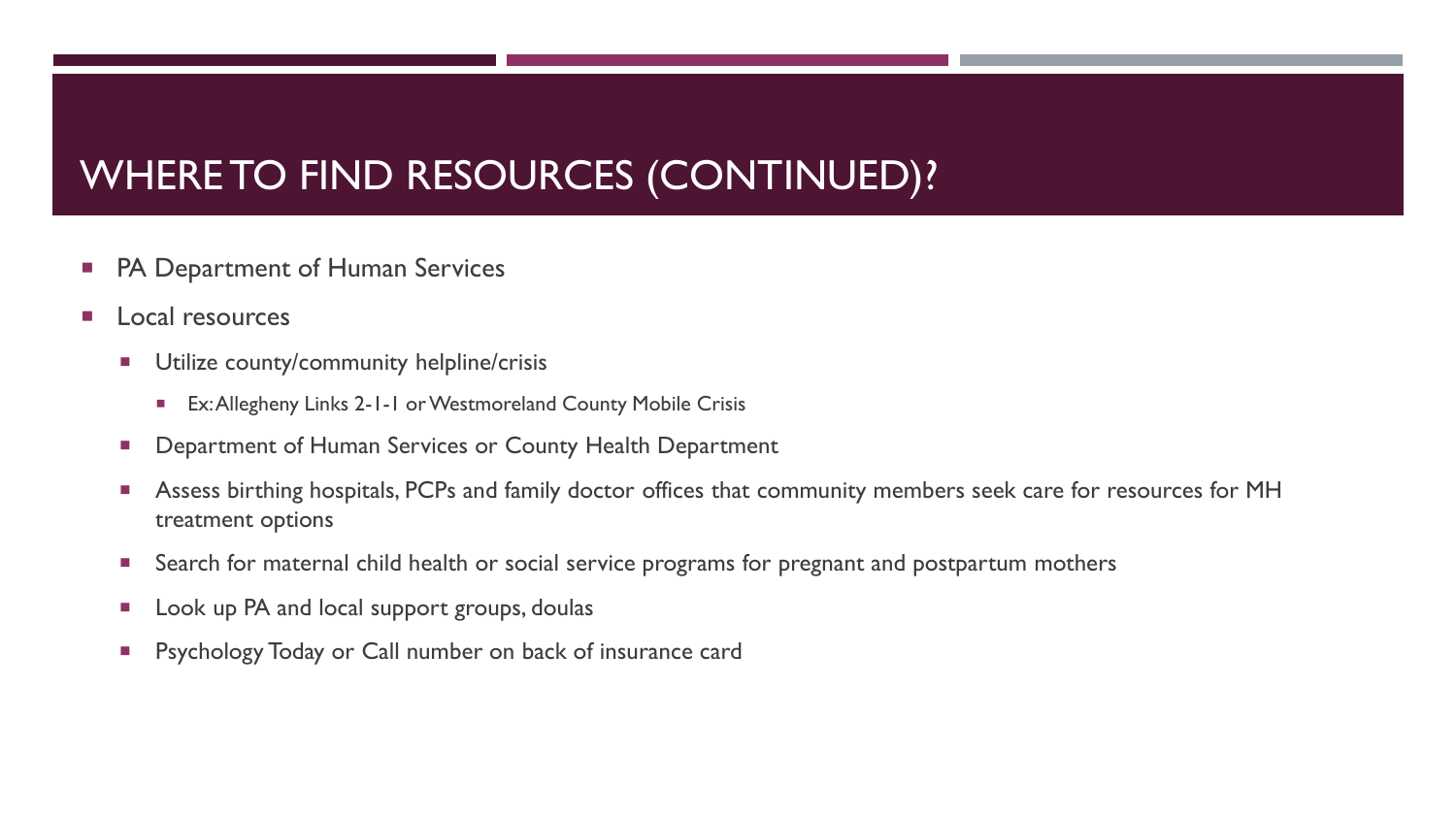# WHERE TO FIND RESOURCES (CONTINUED)?

- PA Department of Human Services
- Local resources
  - Utilize county/community helpline/crisis
    - Ex: Allegheny Links 2-1-1 or Westmoreland County Mobile Crisis
  - Department of Human Services or County Health Department
  - Assess birthing hospitals, PCPs and family doctor offices that community members seek care for resources for MH treatment options
  - Search for maternal child health or social service programs for pregnant and postpartum mothers
  - Look up PA and local support groups, doulas
  - Psychology Today or Call number on back of insurance card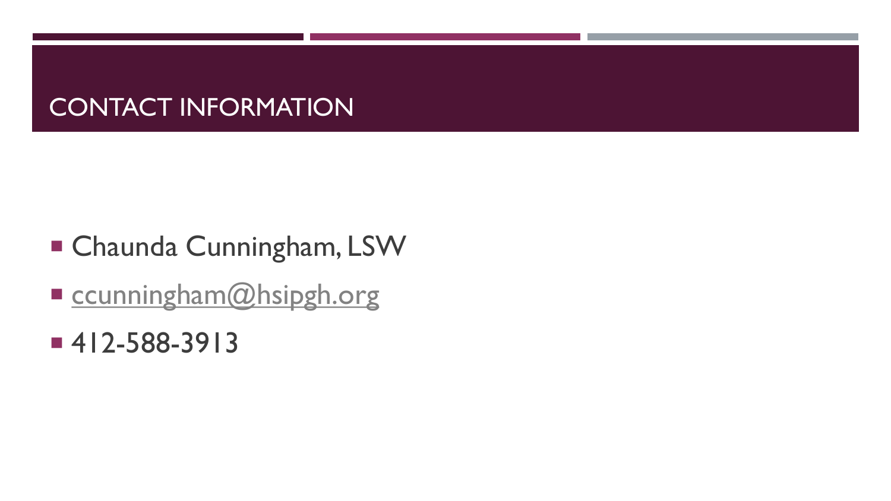# CONTACT INFORMATION

- Chaunda Cunningham, LSW
- ccunningham@hsipgh.org
- 412-588-3913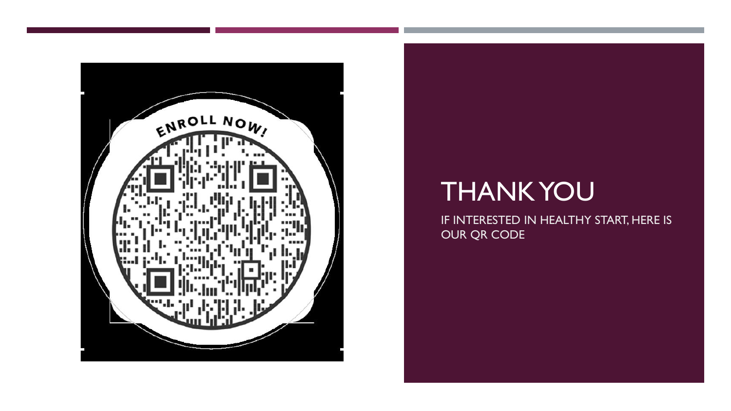ENROLL NOW!

# THANK YOU

IF INTERESTED IN HEALTHY START, HERE IS OUR QR CODE